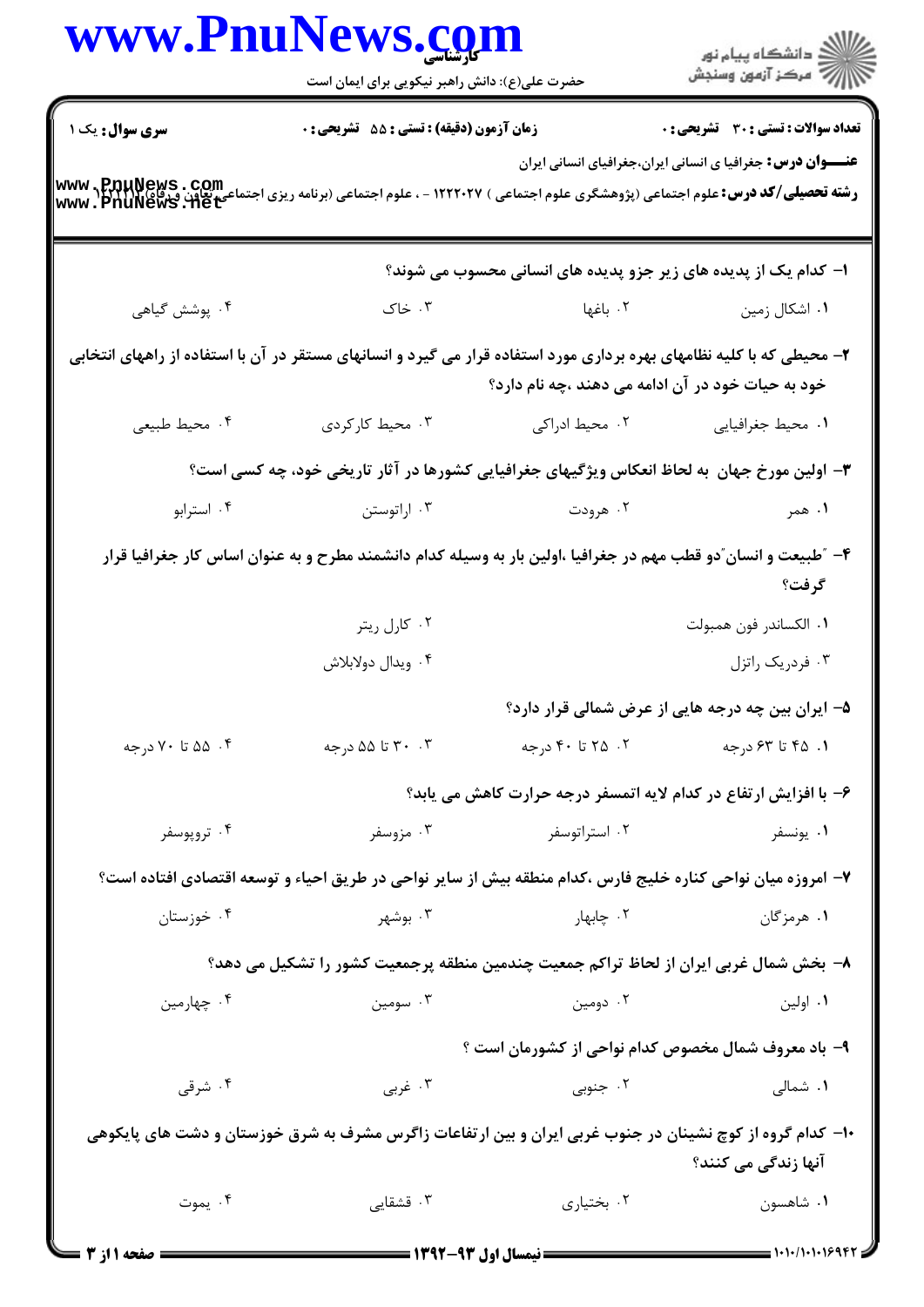**سری سوال:** یک ۱

**زمان آزمون (دقیقه) : تستی : ۵۵ تشریحی : ۰**

**تعداد سوالات : تستی : ۳۰ تشریحی : ۰**

**عنـــوان درس:** جغرافیا ی انسانی ایران،جغرافیای انسانی ایران

**رشته تحصیلی/کد درس:** علوم اجتماعی (پژوهشگری علوم اجتماعی ) ۱۲۲۲۰۲۷ - ، علوم اجتماعی (برنامه ریزی اجتماعی تعاون و رفاه) ۱۲۲۲۱۱۲

۱- کدام یک از پدیده های زیر جزو پدیده های انسانی محسوب می شوند؟

۱. اشکال زمین
۲. باغها
۳. خاک
۴. پوشش گیاهی

۲- محیطی که با کلیه نظامهای بهره برداری مورد استفاده قرار می گیرد و انسانهای مستقر در آن با استفاده از راههای انتخابی خود به حیات خود در آن ادامه می دهند ،چه نام دارد؟

۱. محیط جغرافیایی
۲. محیط ادراکی
۳. محیط کارکردی
۴. محیط طبیعی

۳- اولین مورخ جهان به لحاظ انعکاس ویژگیهای جغرافیایی کشورها در آثار تاریخی خود، چه کسی است؟

۱. همر
۲. هرودت
۳. اراتوستن
۴. استرابو

۴- "طبیعت و انسان"دو قطب مهم در جغرافیا ،اولین بار به وسیله کدام دانشمند مطرح و به عنوان اساس کار جغرافیا قرار گرفت؟

۱. الکساندر فون همبولت
۲. کارل ریتر
۳. فردریک راتزل
۴. ویدال دولابلاش

۵- ایران بین چه درجه هایی از عرض شمالی قرار دارد؟

۱. ۴۵ تا ۶۳ درجه
۲. ۲۵ تا ۴۰ درجه
۳. ۳۰ تا ۵۵ درجه
۴. ۵۵ تا ۷۰ درجه

۶- با افزایش ارتفاع در کدام لایه اتمسفر درجه حرارت کاهش می یابد؟

۱. یونسفر
۲. استراتوسفر
۳. مزوسفر
۴. تروپوسفر

۷- امروزه میان نواحی کناره خلیج فارس ،کدام منطقه بیش از سایر نواحی در طریق احیاء و توسعه اقتصادی افتاده است؟

۱. هرمزگان
۲. چابهار
۳. بوشهر
۴. خوزستان

۸- بخش شمال غربی ایران از لحاظ تراکم جمعیت چندمین منطقه پرجمعیت کشور را تشکیل می دهد؟

۱. اولین
۲. دومین
۳. سومین
۴. چهارمین

۹- باد معروف شمال مخصوص کدام نواحی از کشورمان است ؟

۱. شمالی
۲. جنوبی
۳. غربی
۴. شرقی

۱۰- کدام گروه از کوچ نشینان در جنوب غربی ایران و بین ارتفاعات زاگرس مشرف به شرق خوزستان و دشت های پایکوهی آنها زندگی می کنند؟

۱. شاهسون
۲. بختیاری
۳. قشقایی
۴. یموت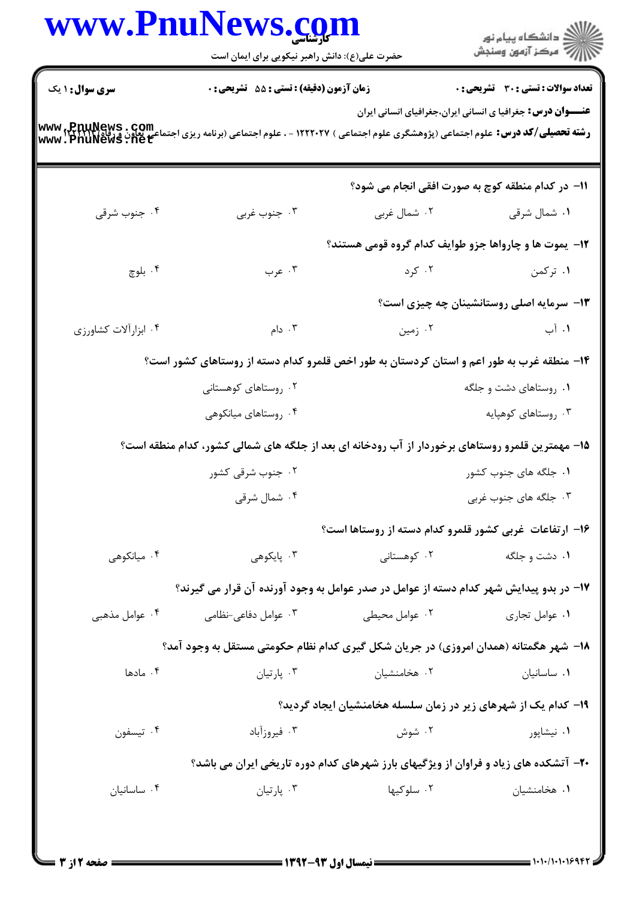**سری سوال:** ۱ یک | **زمان آزمون (دقیقه) : تستی :** ۵۵ **تشریحی :** ۰ | **تعداد سوالات : تستی :** ۳۰ **تشریحی :** ۰

**عنـــوان درس:** جغرافیا ی انسانی ایران،جغرافیای انسانی ایران

**رشته تحصیلی/کد درس:** علوم اجتماعی (پژوهشگری علوم اجتماعی ) ۱۲۲۲۰۲۷ - ، علوم اجتماعی (برنامه ریزی اجتماعی تعاون و رفاه) ۱۲۲۲۱۱۲

۱۱- در کدام منطقه کوچ به صورت افقی انجام می شود؟

۱. شمال شرقی
۲. شمال غربی
۳. جنوب غربی
۴. جنوب شرقی

۱۲- یموت ها و چارواها جزو طوایف کدام گروه قومی هستند؟

۱. ترکمن
۲. کرد
۳. عرب
۴. بلوچ

۱۳- سرمایه اصلی روستانشینان چه چیزی است؟

۱. آب
۲. زمین
۳. دام
۴. ابزارآلات کشاورزی

۱۴- منطقه غرب به طور اعم و استان کردستان به طور اخص قلمرو کدام دسته از روستاهای کشور است؟

۱. روستاهای دشت و جلگه
۲. روستاهای کوهستانی
۳. روستاهای کوهپایه
۴. روستاهای میانکوهی

۱۵- مهمترین قلمرو روستاهای برخوردار از آب رودخانه ای بعد از جلگه های شمالی کشور، کدام منطقه است؟

۱. جلگه های جنوب کشور
۲. جنوب شرقی کشور
۳. جلگه های جنوب غربی
۴. شمال شرقی

۱۶- ارتفاعات غربی کشور قلمرو کدام دسته از روستاها است؟

۱. دشت و جلگه
۲. کوهستانی
۳. پایکوهی
۴. میانکوهی

۱۷- در بدو پیدایش شهر کدام دسته از عوامل در صدر عوامل به وجود آورنده آن قرار می گیرند؟

۱. عوامل تجاری
۲. عوامل محیطی
۳. عوامل دفاعی-نظامی
۴. عوامل مذهبی

۱۸- شهر هگمتانه (همدان امروزی) در جریان شکل گیری کدام نظام حکومتی مستقل به وجود آمد؟

۱. ساسانیان
۲. هخامنشیان
۳. پارتیان
۴. مادها

۱۹- کدام یک از شهرهای زیر در زمان سلسله هخامنشیان ایجاد گردید؟

۱. نیشاپور
۲. شوش
۳. فیروزآباد
۴. تیسفون

۲۰- آتشکده های زیاد و فراوان از ویژگیهای بارز شهرهای کدام دوره تاریخی ایران می باشد؟

۱. هخامنشیان
۲. سلوکیها
۳. پارتیان
۴. ساسانیان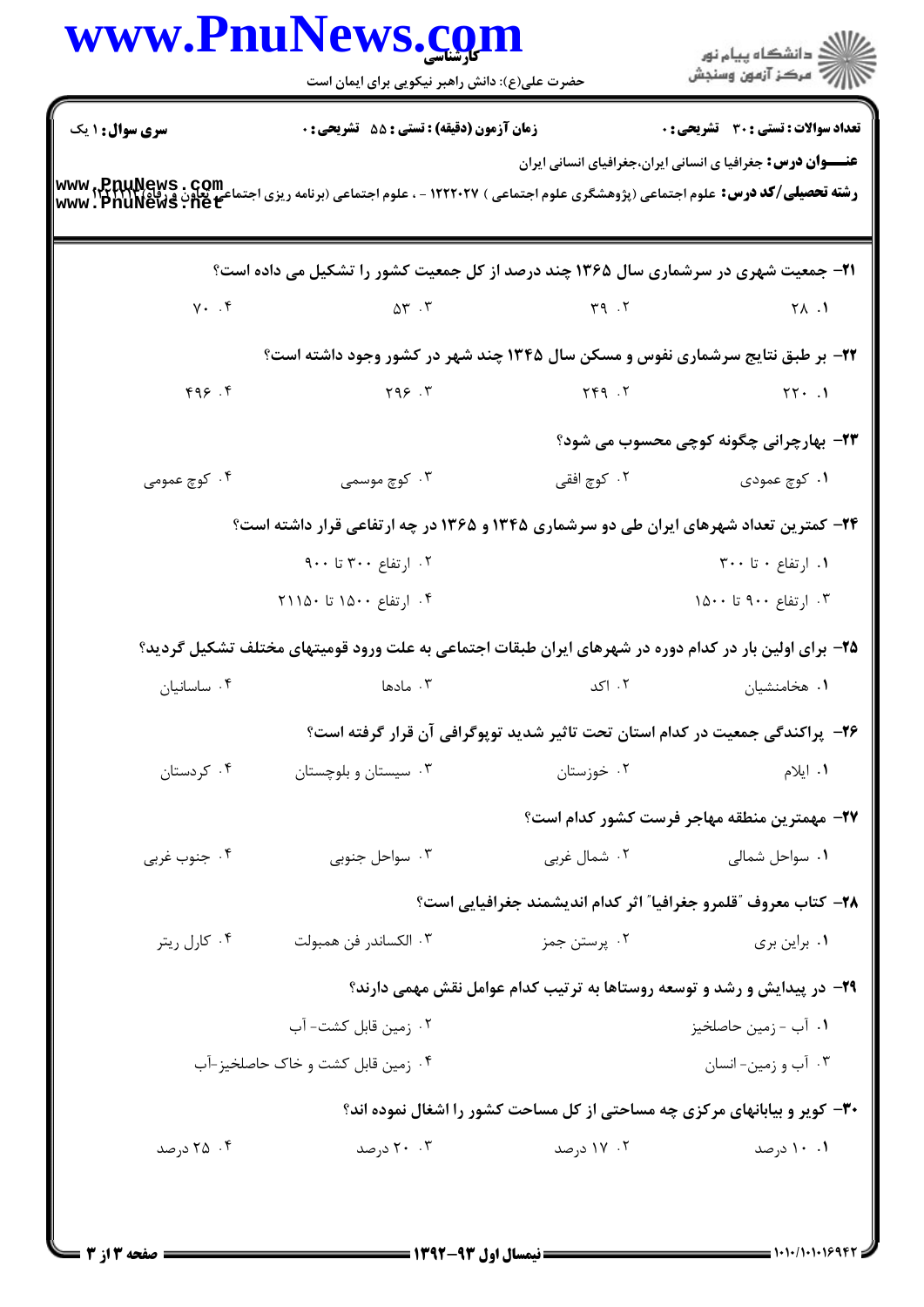**سری سوال:** ۱ یک

**زمان آزمون (دقیقه) : تستی :** ۵۵ **تشریحی :** ۰

**تعداد سوالات : تستی :** ۳۰ **تشریحی :** ۰

**عنـــوان درس:** جغرافیا ی انسانی ایران،جغرافیای انسانی ایران

**رشته تحصیلی/کد درس:** علوم اجتماعی (پژوهشگری علوم اجتماعی ) ۱۲۲۲۰۲۷ - ، علوم اجتماعی (برنامه ریزی اجتماعی تعاون و رفاه) ۱۲۲۲۱۱۳

۲۱- جمعیت شهری در سرشماری سال ۱۳۶۵ چند درصد از کل جمعیت کشور را تشکیل می داده است؟

۱. ۲۸

۲. ۳۹

۳. ۵۳

۴. ۷۰

۲۲- بر طبق نتایج سرشماری نفوس و مسکن سال ۱۳۴۵ چند شهر در کشور وجود داشته است؟

۱. ۲۲۰

۲. ۲۴۹

۳. ۲۹۶

۴. ۴۹۶

۲۳- بهارچرانی چگونه کوچی محسوب می شود؟

۱. کوچ عمودی

۲. کوچ افقی

۳. کوچ موسمی

۴. کوچ عمومی

۲۴- کمترین تعداد شهرهای ایران طی دو سرشماری ۱۳۴۵ و ۱۳۶۵ در چه ارتفاعی قرار داشته است؟

۱. ارتفاع ۰ تا ۳۰۰

۲. ارتفاع ۳۰۰ تا ۹۰۰

۳. ارتفاع ۹۰۰ تا ۱۵۰۰

۴. ارتفاع ۱۵۰۰ تا ۲۱۱۵۰

۲۵- برای اولین بار در کدام دوره در شهرهای ایران طبقات اجتماعی به علت ورود قومیتهای مختلف تشکیل گردید؟

۱. هخامنشیان

۲. اکد

۳. مادها

۴. ساسانیان

۲۶- پراکندگی جمعیت در کدام استان تحت تاثیر شدید توپوگرافی آن قرار گرفته است؟

۱. ایلام

۲. خوزستان

۳. سیستان و بلوچستان

۴. کردستان

۲۷- مهمترین منطقه مهاجر فرست کشور کدام است؟

۱. سواحل شمالی

۲. شمال غربی

۳. سواحل جنوبی

۴. جنوب غربی

۲۸- کتاب معروف "قلمرو جغرافیا" اثر کدام اندیشمند جغرافیایی است؟

۱. براین بری

۲. پرستن جمز

۳. الکساندر فن همبولت

۴. کارل ریتر

۲۹- در پیدایش و رشد و توسعه روستاها به ترتیب کدام عوامل نقش مهمی دارند؟

۱. آب - زمین حاصلخیز

۲. زمین قابل کشت- آب

۳. آب و زمین- انسان

۴. زمین قابل کشت و خاک حاصلخیز-آب

۳۰- کویر و بیابانهای مرکزی چه مساحتی از کل مساحت کشور را اشغال نموده اند؟

۱. ۱۰ درصد

۲. ۱۷ درصد

۳. ۲۰ درصد

۴. ۲۵ درصد